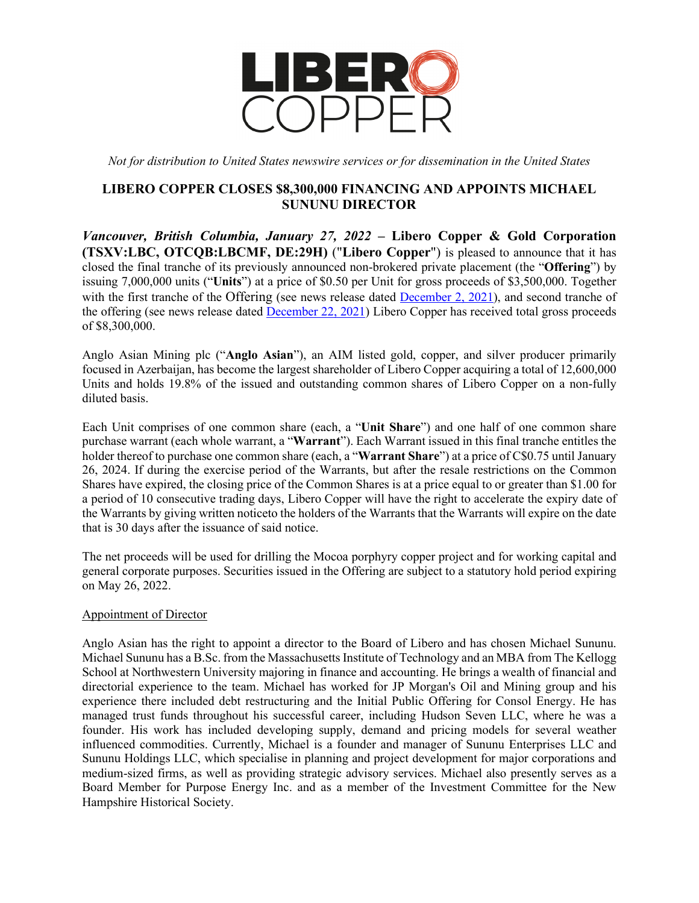LIBERO COPPER

*Not for distribution to United States newswire services or for dissemination in the United States*

# LIBERO COPPER CLOSES $8,300,000 FINANCING AND APPOINTS MICHAEL SUNUNU DIRECTOR

***Vancouver, British Columbia, January 27, 2022*** **– Libero Copper & Gold Corporation (TSXV:LBC, OTCQB:LBCMF, DE:29H)** ("**Libero Copper**") is pleased to announce that it has closed the final tranche of its previously announced non-brokered private placement (the "**Offering**") by issuing 7,000,000 units ("**Units**") at a price of $0.50 per Unit for gross proceeds of $3,500,000. Together with the first tranche of the Offering (see news release dated [December 2, 2021](#)), and second tranche of the offering (see news release dated [December 22, 2021](#)) Libero Copper has received total gross proceeds of $8,300,000.

Anglo Asian Mining plc ("**Anglo Asian**"), an AIM listed gold, copper, and silver producer primarily focused in Azerbaijan, has become the largest shareholder of Libero Copper acquiring a total of 12,600,000 Units and holds 19.8% of the issued and outstanding common shares of Libero Copper on a non-fully diluted basis.

Each Unit comprises of one common share (each, a "**Unit Share**") and one half of one common share purchase warrant (each whole warrant, a "**Warrant**"). Each Warrant issued in this final tranche entitles the holder thereof to purchase one common share (each, a "**Warrant Share**") at a price of C$0.75 until January 26, 2024. If during the exercise period of the Warrants, but after the resale restrictions on the Common Shares have expired, the closing price of the Common Shares is at a price equal to or greater than $1.00 for a period of 10 consecutive trading days, Libero Copper will have the right to accelerate the expiry date of the Warrants by giving written noticeto the holders of the Warrants that the Warrants will expire on the date that is 30 days after the issuance of said notice.

The net proceeds will be used for drilling the Mocoa porphyry copper project and for working capital and general corporate purposes. Securities issued in the Offering are subject to a statutory hold period expiring on May 26, 2022.

## Appointment of Director

Anglo Asian has the right to appoint a director to the Board of Libero and has chosen Michael Sununu. Michael Sununu has a B.Sc. from the Massachusetts Institute of Technology and an MBA from The Kellogg School at Northwestern University majoring in finance and accounting. He brings a wealth of financial and directorial experience to the team. Michael has worked for JP Morgan's Oil and Mining group and his experience there included debt restructuring and the Initial Public Offering for Consol Energy. He has managed trust funds throughout his successful career, including Hudson Seven LLC, where he was a founder. His work has included developing supply, demand and pricing models for several weather influenced commodities. Currently, Michael is a founder and manager of Sununu Enterprises LLC and Sununu Holdings LLC, which specialise in planning and project development for major corporations and medium-sized firms, as well as providing strategic advisory services. Michael also presently serves as a Board Member for Purpose Energy Inc. and as a member of the Investment Committee for the New Hampshire Historical Society.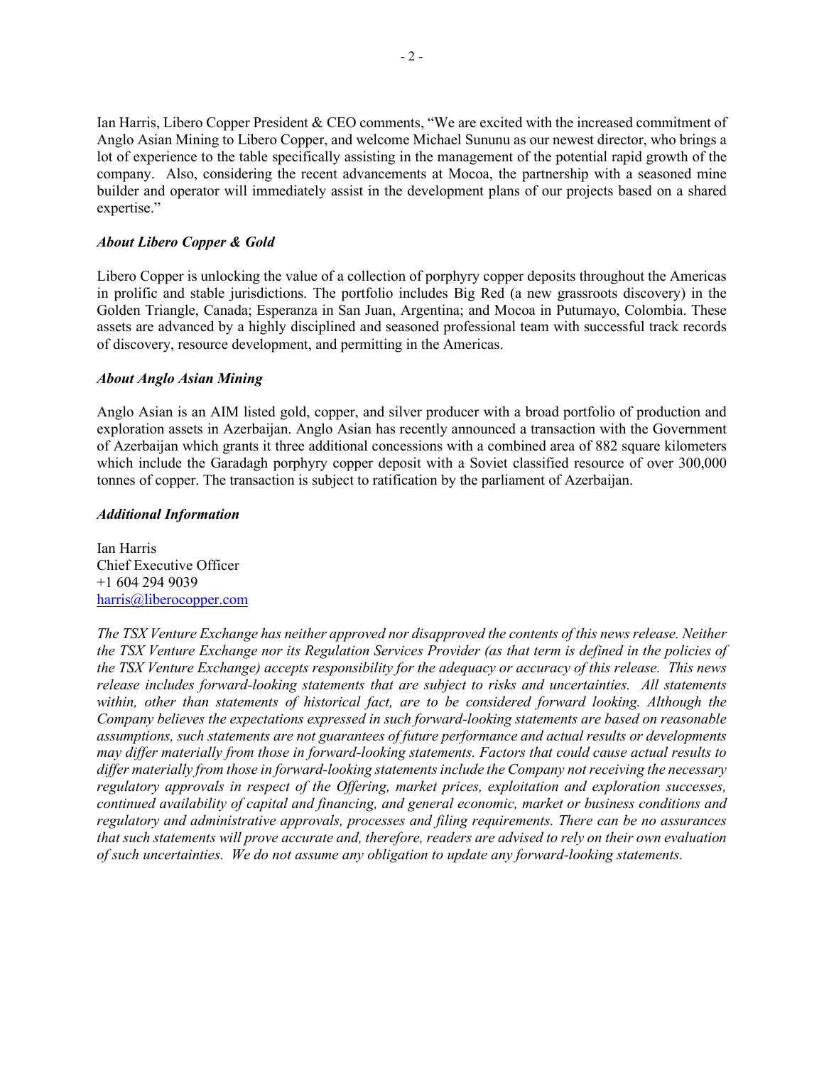Ian Harris, Libero Copper President & CEO comments, "We are excited with the increased commitment of Anglo Asian Mining to Libero Copper, and welcome Michael Sununu as our newest director, who brings a lot of experience to the table specifically assisting in the management of the potential rapid growth of the company. Also, considering the recent advancements at Mocoa, the partnership with a seasoned mine builder and operator will immediately assist in the development plans of our projects based on a shared expertise."

***About Libero Copper & Gold***

Libero Copper is unlocking the value of a collection of porphyry copper deposits throughout the Americas in prolific and stable jurisdictions. The portfolio includes Big Red (a new grassroots discovery) in the Golden Triangle, Canada; Esperanza in San Juan, Argentina; and Mocoa in Putumayo, Colombia. These assets are advanced by a highly disciplined and seasoned professional team with successful track records of discovery, resource development, and permitting in the Americas.

***About Anglo Asian Mining***

Anglo Asian is an AIM listed gold, copper, and silver producer with a broad portfolio of production and exploration assets in Azerbaijan. Anglo Asian has recently announced a transaction with the Government of Azerbaijan which grants it three additional concessions with a combined area of 882 square kilometers which include the Garadagh porphyry copper deposit with a Soviet classified resource of over 300,000 tonnes of copper. The transaction is subject to ratification by the parliament of Azerbaijan.

***Additional Information***

Ian Harris
Chief Executive Officer
+1 604 294 9039
harris@liberocopper.com

*The TSX Venture Exchange has neither approved nor disapproved the contents of this news release. Neither the TSX Venture Exchange nor its Regulation Services Provider (as that term is defined in the policies of the TSX Venture Exchange) accepts responsibility for the adequacy or accuracy of this release. This news release includes forward-looking statements that are subject to risks and uncertainties. All statements within, other than statements of historical fact, are to be considered forward looking. Although the Company believes the expectations expressed in such forward-looking statements are based on reasonable assumptions, such statements are not guarantees of future performance and actual results or developments may differ materially from those in forward-looking statements. Factors that could cause actual results to differ materially from those in forward-looking statements include the Company not receiving the necessary regulatory approvals in respect of the Offering, market prices, exploitation and exploration successes, continued availability of capital and financing, and general economic, market or business conditions and regulatory and administrative approvals, processes and filing requirements. There can be no assurances that such statements will prove accurate and, therefore, readers are advised to rely on their own evaluation of such uncertainties. We do not assume any obligation to update any forward-looking statements.*